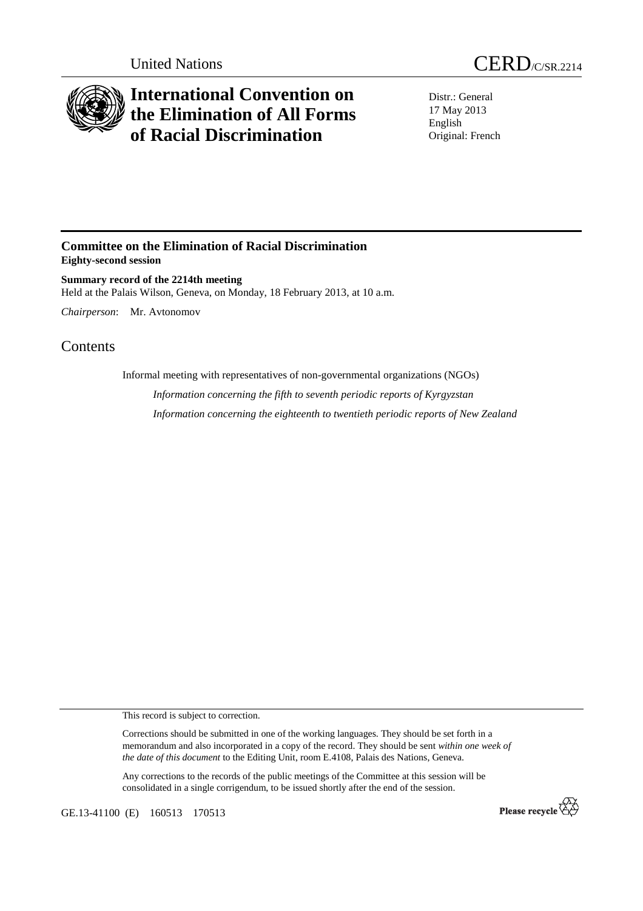United Nations

# CERD/C/SR.2214

# International Convention on the Elimination of All Forms of Racial Discrimination

Distr.: General
17 May 2013
English
Original: French

## Committee on the Elimination of Racial Discrimination

**Eighty-second session**

**Summary record of the 2214th meeting**

Held at the Palais Wilson, Geneva, on Monday, 18 February 2013, at 10 a.m.

*Chairperson*: Mr. Avtonomov

## Contents

Informal meeting with representatives of non-governmental organizations (NGOs)

*Information concerning the fifth to seventh periodic reports of Kyrgyzstan*

*Information concerning the eighteenth to twentieth periodic reports of New Zealand*

This record is subject to correction.

Corrections should be submitted in one of the working languages. They should be set forth in a memorandum and also incorporated in a copy of the record. They should be sent *within one week of the date of this document* to the Editing Unit, room E.4108, Palais des Nations, Geneva.

Any corrections to the records of the public meetings of the Committee at this session will be consolidated in a single corrigendum, to be issued shortly after the end of the session.

GE.13-41100 (E) 160513 170513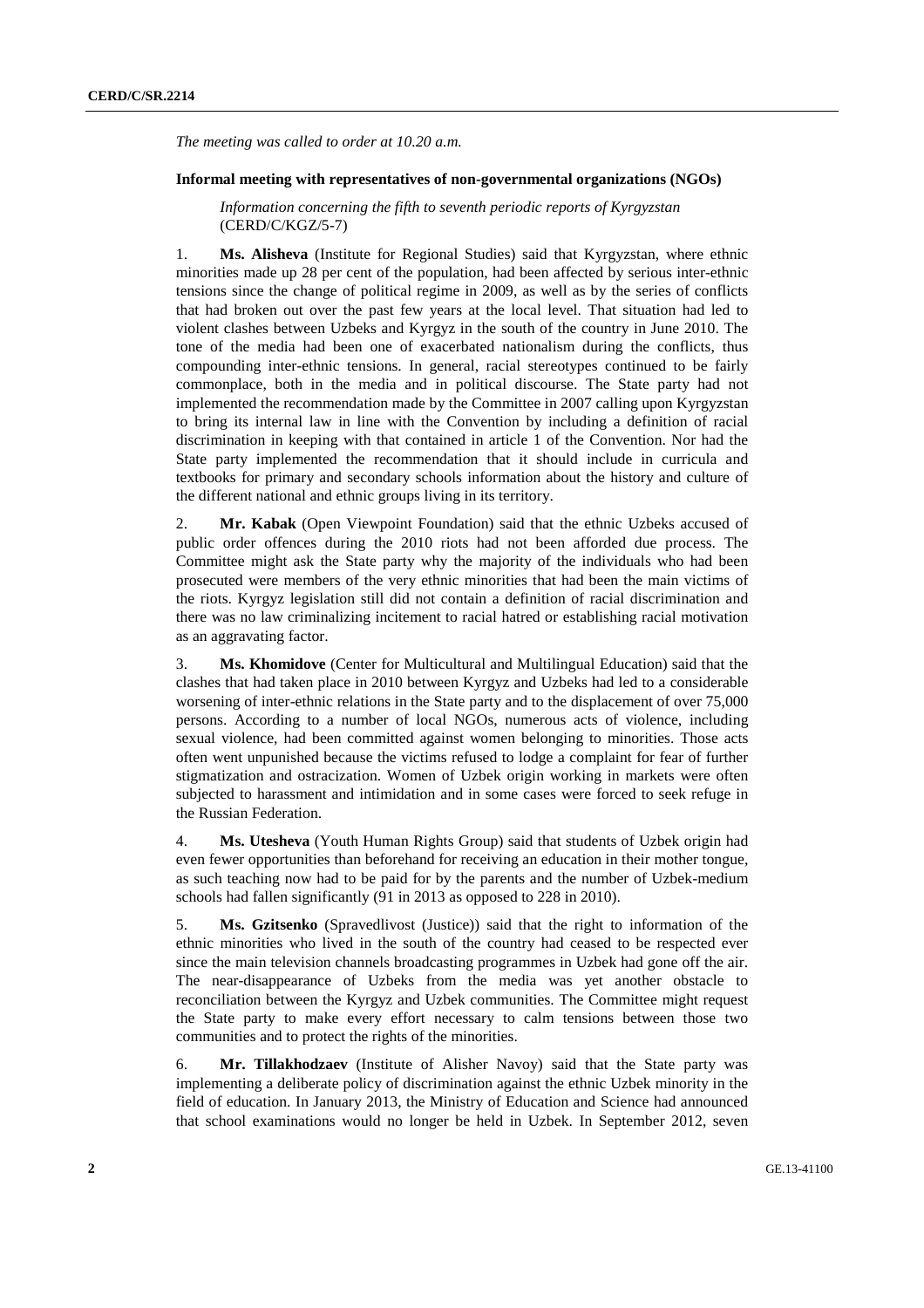*The meeting was called to order at 10.20 a.m.*

**Informal meeting with representatives of non-governmental organizations (NGOs)**

*Information concerning the fifth to seventh periodic reports of Kyrgyzstan* (CERD/C/KGZ/5-7)

1. **Ms. Alisheva** (Institute for Regional Studies) said that Kyrgyzstan, where ethnic minorities made up 28 per cent of the population, had been affected by serious inter-ethnic tensions since the change of political regime in 2009, as well as by the series of conflicts that had broken out over the past few years at the local level. That situation had led to violent clashes between Uzbeks and Kyrgyz in the south of the country in June 2010. The tone of the media had been one of exacerbated nationalism during the conflicts, thus compounding inter-ethnic tensions. In general, racial stereotypes continued to be fairly commonplace, both in the media and in political discourse. The State party had not implemented the recommendation made by the Committee in 2007 calling upon Kyrgyzstan to bring its internal law in line with the Convention by including a definition of racial discrimination in keeping with that contained in article 1 of the Convention. Nor had the State party implemented the recommendation that it should include in curricula and textbooks for primary and secondary schools information about the history and culture of the different national and ethnic groups living in its territory.

2. **Mr. Kabak** (Open Viewpoint Foundation) said that the ethnic Uzbeks accused of public order offences during the 2010 riots had not been afforded due process. The Committee might ask the State party why the majority of the individuals who had been prosecuted were members of the very ethnic minorities that had been the main victims of the riots. Kyrgyz legislation still did not contain a definition of racial discrimination and there was no law criminalizing incitement to racial hatred or establishing racial motivation as an aggravating factor.

3. **Ms. Khomidove** (Center for Multicultural and Multilingual Education) said that the clashes that had taken place in 2010 between Kyrgyz and Uzbeks had led to a considerable worsening of inter-ethnic relations in the State party and to the displacement of over 75,000 persons. According to a number of local NGOs, numerous acts of violence, including sexual violence, had been committed against women belonging to minorities. Those acts often went unpunished because the victims refused to lodge a complaint for fear of further stigmatization and ostracization. Women of Uzbek origin working in markets were often subjected to harassment and intimidation and in some cases were forced to seek refuge in the Russian Federation.

4. **Ms. Utesheva** (Youth Human Rights Group) said that students of Uzbek origin had even fewer opportunities than beforehand for receiving an education in their mother tongue, as such teaching now had to be paid for by the parents and the number of Uzbek-medium schools had fallen significantly (91 in 2013 as opposed to 228 in 2010).

5. **Ms. Gzitsenko** (Spravedlivost (Justice)) said that the right to information of the ethnic minorities who lived in the south of the country had ceased to be respected ever since the main television channels broadcasting programmes in Uzbek had gone off the air. The near-disappearance of Uzbeks from the media was yet another obstacle to reconciliation between the Kyrgyz and Uzbek communities. The Committee might request the State party to make every effort necessary to calm tensions between those two communities and to protect the rights of the minorities.

6. **Mr. Tillakhodzaev** (Institute of Alisher Navoy) said that the State party was implementing a deliberate policy of discrimination against the ethnic Uzbek minority in the field of education. In January 2013, the Ministry of Education and Science had announced that school examinations would no longer be held in Uzbek. In September 2012, seven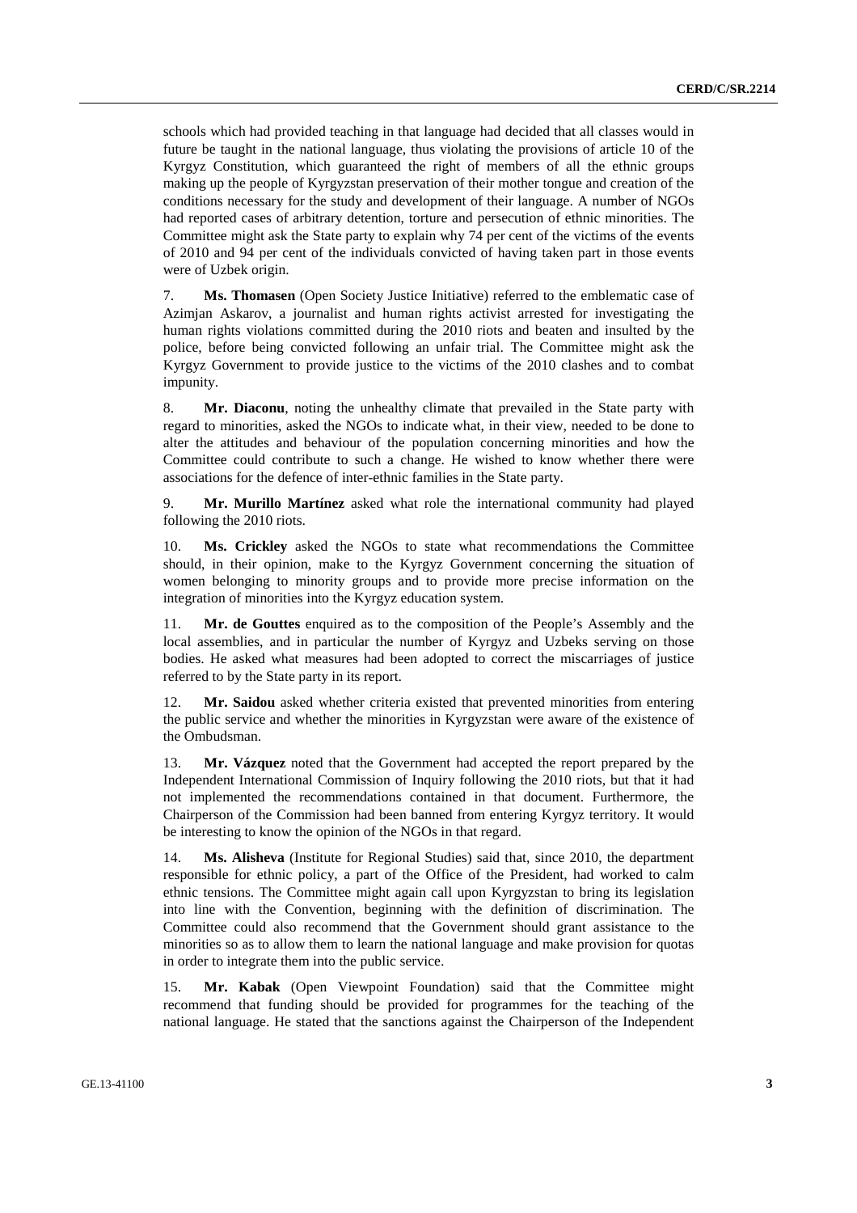schools which had provided teaching in that language had decided that all classes would in future be taught in the national language, thus violating the provisions of article 10 of the Kyrgyz Constitution, which guaranteed the right of members of all the ethnic groups making up the people of Kyrgyzstan preservation of their mother tongue and creation of the conditions necessary for the study and development of their language. A number of NGOs had reported cases of arbitrary detention, torture and persecution of ethnic minorities. The Committee might ask the State party to explain why 74 per cent of the victims of the events of 2010 and 94 per cent of the individuals convicted of having taken part in those events were of Uzbek origin.

7. **Ms. Thomasen** (Open Society Justice Initiative) referred to the emblematic case of Azimjan Askarov, a journalist and human rights activist arrested for investigating the human rights violations committed during the 2010 riots and beaten and insulted by the police, before being convicted following an unfair trial. The Committee might ask the Kyrgyz Government to provide justice to the victims of the 2010 clashes and to combat impunity.

8. **Mr. Diaconu**, noting the unhealthy climate that prevailed in the State party with regard to minorities, asked the NGOs to indicate what, in their view, needed to be done to alter the attitudes and behaviour of the population concerning minorities and how the Committee could contribute to such a change. He wished to know whether there were associations for the defence of inter-ethnic families in the State party.

9. **Mr. Murillo Martínez** asked what role the international community had played following the 2010 riots.

10. **Ms. Crickley** asked the NGOs to state what recommendations the Committee should, in their opinion, make to the Kyrgyz Government concerning the situation of women belonging to minority groups and to provide more precise information on the integration of minorities into the Kyrgyz education system.

11. **Mr. de Gouttes** enquired as to the composition of the People's Assembly and the local assemblies, and in particular the number of Kyrgyz and Uzbeks serving on those bodies. He asked what measures had been adopted to correct the miscarriages of justice referred to by the State party in its report.

12. **Mr. Saidou** asked whether criteria existed that prevented minorities from entering the public service and whether the minorities in Kyrgyzstan were aware of the existence of the Ombudsman.

13. **Mr. Vázquez** noted that the Government had accepted the report prepared by the Independent International Commission of Inquiry following the 2010 riots, but that it had not implemented the recommendations contained in that document. Furthermore, the Chairperson of the Commission had been banned from entering Kyrgyz territory. It would be interesting to know the opinion of the NGOs in that regard.

14. **Ms. Alisheva** (Institute for Regional Studies) said that, since 2010, the department responsible for ethnic policy, a part of the Office of the President, had worked to calm ethnic tensions. The Committee might again call upon Kyrgyzstan to bring its legislation into line with the Convention, beginning with the definition of discrimination. The Committee could also recommend that the Government should grant assistance to the minorities so as to allow them to learn the national language and make provision for quotas in order to integrate them into the public service.

15. **Mr. Kabak** (Open Viewpoint Foundation) said that the Committee might recommend that funding should be provided for programmes for the teaching of the national language. He stated that the sanctions against the Chairperson of the Independent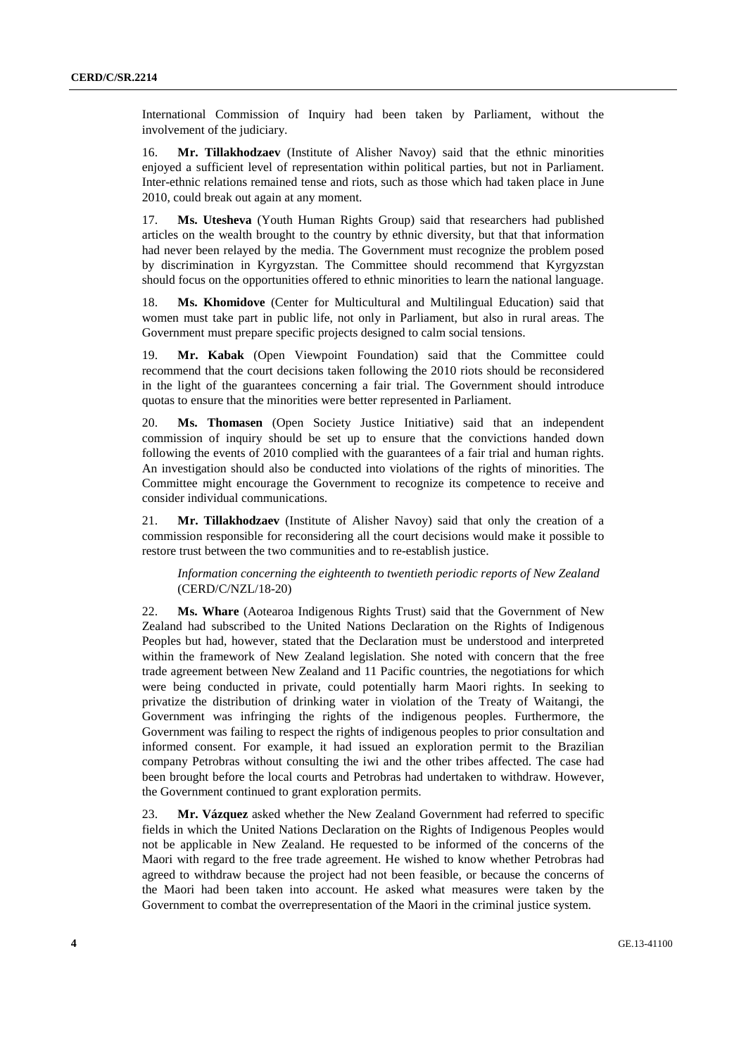International Commission of Inquiry had been taken by Parliament, without the involvement of the judiciary.

16. **Mr. Tillakhodzaev** (Institute of Alisher Navoy) said that the ethnic minorities enjoyed a sufficient level of representation within political parties, but not in Parliament. Inter-ethnic relations remained tense and riots, such as those which had taken place in June 2010, could break out again at any moment.

17. **Ms. Utesheva** (Youth Human Rights Group) said that researchers had published articles on the wealth brought to the country by ethnic diversity, but that that information had never been relayed by the media. The Government must recognize the problem posed by discrimination in Kyrgyzstan. The Committee should recommend that Kyrgyzstan should focus on the opportunities offered to ethnic minorities to learn the national language.

18. **Ms. Khomidove** (Center for Multicultural and Multilingual Education) said that women must take part in public life, not only in Parliament, but also in rural areas. The Government must prepare specific projects designed to calm social tensions.

19. **Mr. Kabak** (Open Viewpoint Foundation) said that the Committee could recommend that the court decisions taken following the 2010 riots should be reconsidered in the light of the guarantees concerning a fair trial. The Government should introduce quotas to ensure that the minorities were better represented in Parliament.

20. **Ms. Thomasen** (Open Society Justice Initiative) said that an independent commission of inquiry should be set up to ensure that the convictions handed down following the events of 2010 complied with the guarantees of a fair trial and human rights. An investigation should also be conducted into violations of the rights of minorities. The Committee might encourage the Government to recognize its competence to receive and consider individual communications.

21. **Mr. Tillakhodzaev** (Institute of Alisher Navoy) said that only the creation of a commission responsible for reconsidering all the court decisions would make it possible to restore trust between the two communities and to re-establish justice.

*Information concerning the eighteenth to twentieth periodic reports of New Zealand* (CERD/C/NZL/18-20)

22. **Ms. Whare** (Aotearoa Indigenous Rights Trust) said that the Government of New Zealand had subscribed to the United Nations Declaration on the Rights of Indigenous Peoples but had, however, stated that the Declaration must be understood and interpreted within the framework of New Zealand legislation. She noted with concern that the free trade agreement between New Zealand and 11 Pacific countries, the negotiations for which were being conducted in private, could potentially harm Maori rights. In seeking to privatize the distribution of drinking water in violation of the Treaty of Waitangi, the Government was infringing the rights of the indigenous peoples. Furthermore, the Government was failing to respect the rights of indigenous peoples to prior consultation and informed consent. For example, it had issued an exploration permit to the Brazilian company Petrobras without consulting the iwi and the other tribes affected. The case had been brought before the local courts and Petrobras had undertaken to withdraw. However, the Government continued to grant exploration permits.

23. **Mr. Vázquez** asked whether the New Zealand Government had referred to specific fields in which the United Nations Declaration on the Rights of Indigenous Peoples would not be applicable in New Zealand. He requested to be informed of the concerns of the Maori with regard to the free trade agreement. He wished to know whether Petrobras had agreed to withdraw because the project had not been feasible, or because the concerns of the Maori had been taken into account. He asked what measures were taken by the Government to combat the overrepresentation of the Maori in the criminal justice system.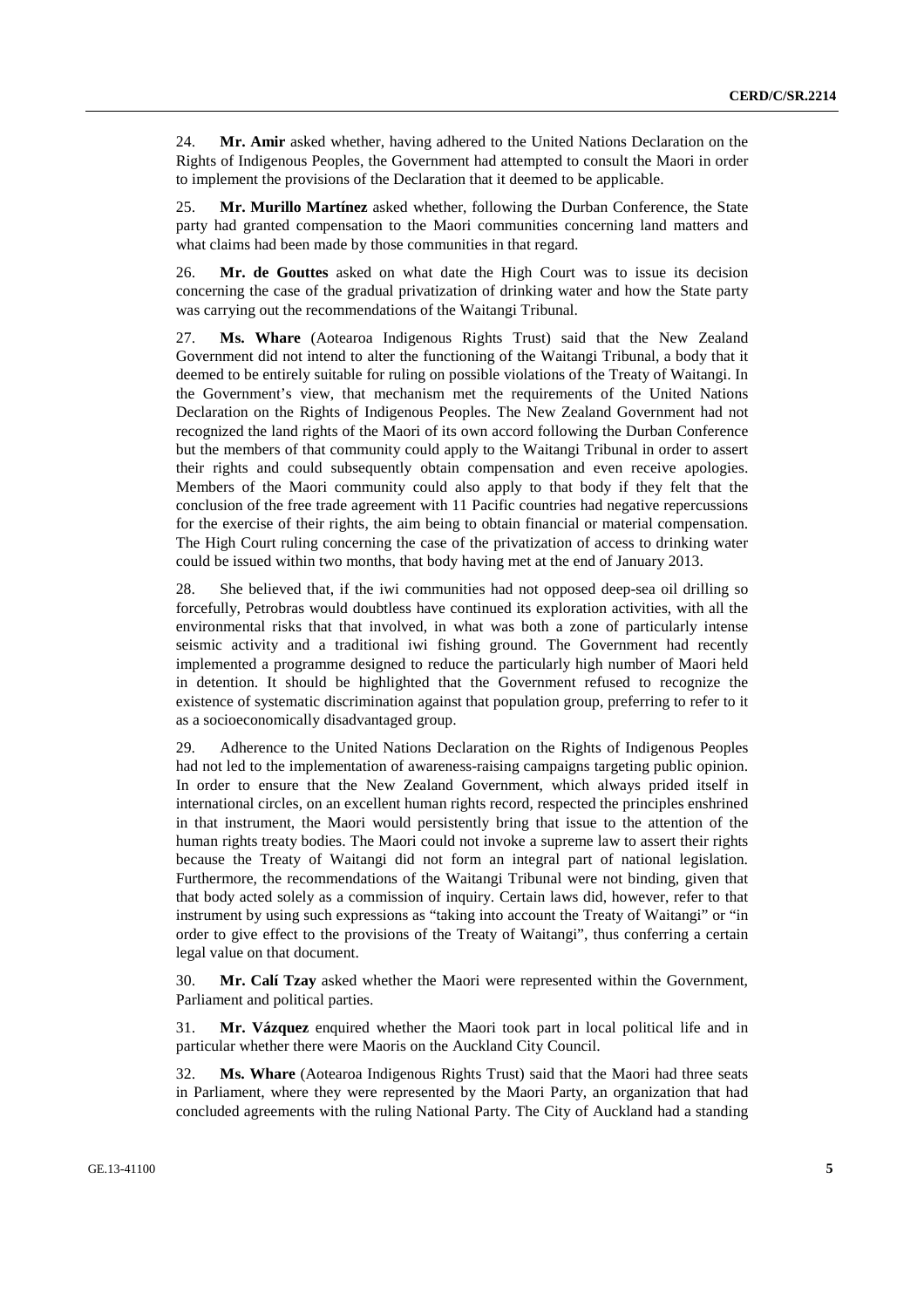24. **Mr. Amir** asked whether, having adhered to the United Nations Declaration on the Rights of Indigenous Peoples, the Government had attempted to consult the Maori in order to implement the provisions of the Declaration that it deemed to be applicable.

25. **Mr. Murillo Martínez** asked whether, following the Durban Conference, the State party had granted compensation to the Maori communities concerning land matters and what claims had been made by those communities in that regard.

26. **Mr. de Gouttes** asked on what date the High Court was to issue its decision concerning the case of the gradual privatization of drinking water and how the State party was carrying out the recommendations of the Waitangi Tribunal.

27. **Ms. Whare** (Aotearoa Indigenous Rights Trust) said that the New Zealand Government did not intend to alter the functioning of the Waitangi Tribunal, a body that it deemed to be entirely suitable for ruling on possible violations of the Treaty of Waitangi. In the Government's view, that mechanism met the requirements of the United Nations Declaration on the Rights of Indigenous Peoples. The New Zealand Government had not recognized the land rights of the Maori of its own accord following the Durban Conference but the members of that community could apply to the Waitangi Tribunal in order to assert their rights and could subsequently obtain compensation and even receive apologies. Members of the Maori community could also apply to that body if they felt that the conclusion of the free trade agreement with 11 Pacific countries had negative repercussions for the exercise of their rights, the aim being to obtain financial or material compensation. The High Court ruling concerning the case of the privatization of access to drinking water could be issued within two months, that body having met at the end of January 2013.

28. She believed that, if the iwi communities had not opposed deep-sea oil drilling so forcefully, Petrobras would doubtless have continued its exploration activities, with all the environmental risks that that involved, in what was both a zone of particularly intense seismic activity and a traditional iwi fishing ground. The Government had recently implemented a programme designed to reduce the particularly high number of Maori held in detention. It should be highlighted that the Government refused to recognize the existence of systematic discrimination against that population group, preferring to refer to it as a socioeconomically disadvantaged group.

29. Adherence to the United Nations Declaration on the Rights of Indigenous Peoples had not led to the implementation of awareness-raising campaigns targeting public opinion. In order to ensure that the New Zealand Government, which always prided itself in international circles, on an excellent human rights record, respected the principles enshrined in that instrument, the Maori would persistently bring that issue to the attention of the human rights treaty bodies. The Maori could not invoke a supreme law to assert their rights because the Treaty of Waitangi did not form an integral part of national legislation. Furthermore, the recommendations of the Waitangi Tribunal were not binding, given that that body acted solely as a commission of inquiry. Certain laws did, however, refer to that instrument by using such expressions as "taking into account the Treaty of Waitangi" or "in order to give effect to the provisions of the Treaty of Waitangi", thus conferring a certain legal value on that document.

30. **Mr. Calí Tzay** asked whether the Maori were represented within the Government, Parliament and political parties.

31. **Mr. Vázquez** enquired whether the Maori took part in local political life and in particular whether there were Maoris on the Auckland City Council.

32. **Ms. Whare** (Aotearoa Indigenous Rights Trust) said that the Maori had three seats in Parliament, where they were represented by the Maori Party, an organization that had concluded agreements with the ruling National Party. The City of Auckland had a standing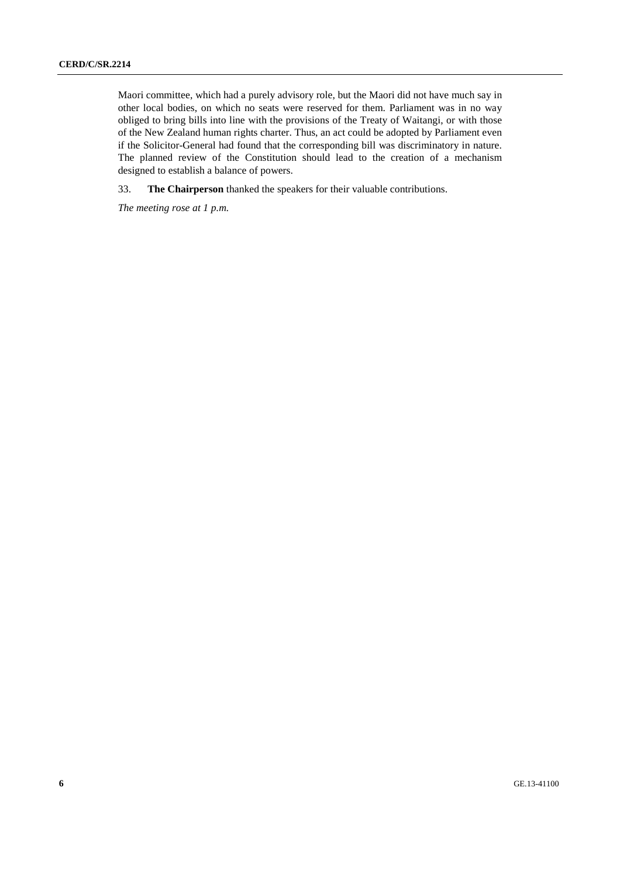Maori committee, which had a purely advisory role, but the Maori did not have much say in other local bodies, on which no seats were reserved for them. Parliament was in no way obliged to bring bills into line with the provisions of the Treaty of Waitangi, or with those of the New Zealand human rights charter. Thus, an act could be adopted by Parliament even if the Solicitor-General had found that the corresponding bill was discriminatory in nature. The planned review of the Constitution should lead to the creation of a mechanism designed to establish a balance of powers.

33. **The Chairperson** thanked the speakers for their valuable contributions.

*The meeting rose at 1 p.m.*